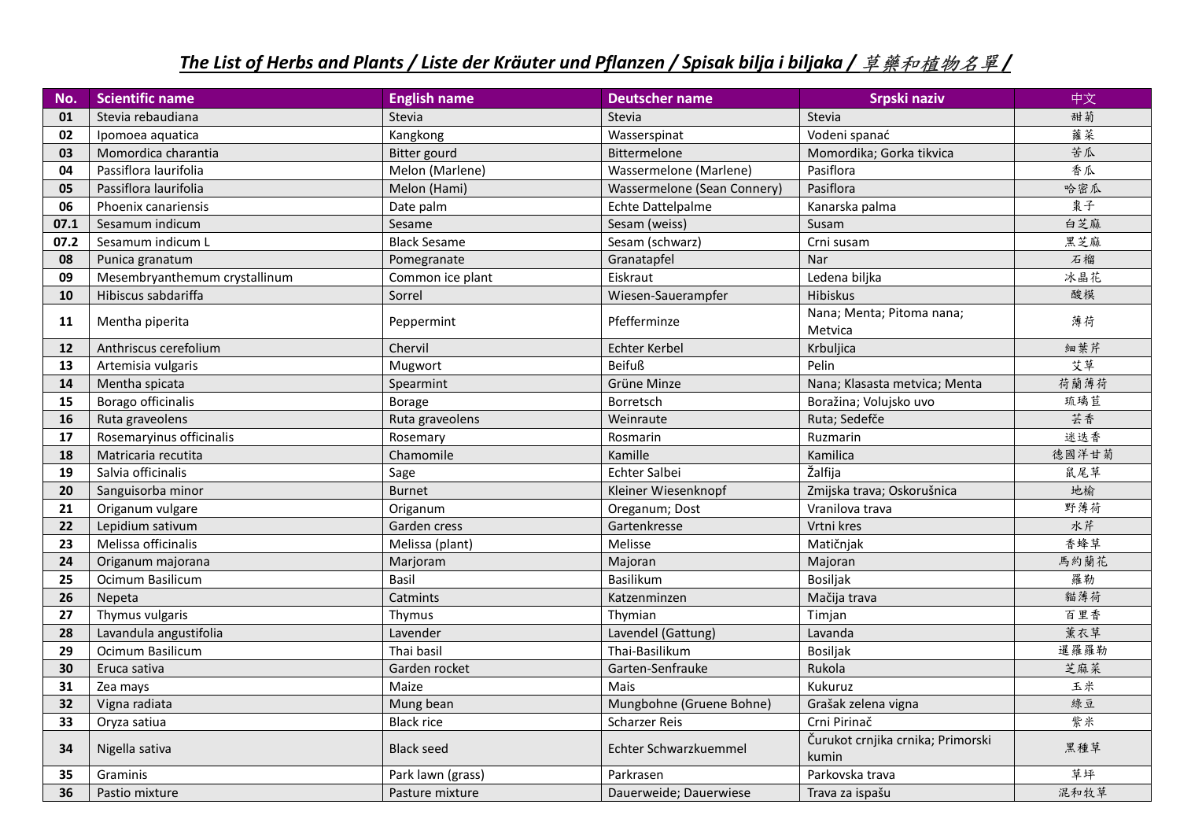# *The List of Herbs and Plants / Liste der Kräuter und Pflanzen / Spisak bilja i biljaka / 草藥和植物名單 /*

| No. | Scientific name | English name | Deutscher name | Srpski naziv | 中文 |
|---|---|---|---|---|---|
| **01** | Stevia rebaudiana | Stevia | Stevia | Stevia | 甜菊 |
| **02** | Ipomoea aquatica | Kangkong | Wasserspinat | Vodeni spanać | 蕹菜 |
| **03** | Momordica charantia | Bitter gourd | Bittermelone | Momordika; Gorka tikvica | 苦瓜 |
| **04** | Passiflora laurifolia | Melon (Marlene) | Wassermelone (Marlene) | Pasiflora | 香瓜 |
| **05** | Passiflora laurifolia | Melon (Hami) | Wassermelone (Sean Connery) | Pasiflora | 哈密瓜 |
| **06** | Phoenix canariensis | Date palm | Echte Dattelpalme | Kanarska palma | 棗子 |
| **07.1** | Sesamum indicum | Sesame | Sesam (weiss) | Susam | 白芝麻 |
| **07.2** | Sesamum indicum L | Black Sesame | Sesam (schwarz) | Crni susam | 黑芝麻 |
| **08** | Punica granatum | Pomegranate | Granatapfel | Nar | 石榴 |
| **09** | Mesembryanthemum crystallinum | Common ice plant | Eiskraut | Ledena biljka | 冰晶花 |
| **10** | Hibiscus sabdariffa | Sorrel | Wiesen-Sauerampfer | Hibiskus | 酸模 |
| **11** | Mentha piperita | Peppermint | Pfefferminze | Nana; Menta; Pitoma nana; Metvica | 薄荷 |
| **12** | Anthriscus cerefolium | Chervil | Echter Kerbel | Krbuljica | 細葉芹 |
| **13** | Artemisia vulgaris | Mugwort | Beifuß | Pelin | 艾草 |
| **14** | Mentha spicata | Spearmint | Grüne Minze | Nana; Klasasta metvica; Menta | 荷蘭薄荷 |
| **15** | Borago officinalis | Borage | Borretsch | Boražina; Volujsko uvo | 琉璃苣 |
| **16** | Ruta graveolens | Ruta graveolens | Weinraute | Ruta; Sedefče | 芸香 |
| **17** | Rosemaryinus officinalis | Rosemary | Rosmarin | Ruzmarin | 迷迭香 |
| **18** | Matricaria recutita | Chamomile | Kamille | Kamilica | 德國洋甘菊 |
| **19** | Salvia officinalis | Sage | Echter Salbei | Žalfija | 鼠尾草 |
| **20** | Sanguisorba minor | Burnet | Kleiner Wiesenknopf | Zmijska trava; Oskorušnica | 地榆 |
| **21** | Origanum vulgare | Origanum | Oreganum; Dost | Vranilova trava | 野薄荷 |
| **22** | Lepidium sativum | Garden cress | Gartenkresse | Vrtni kres | 水芹 |
| **23** | Melissa officinalis | Melissa (plant) | Melisse | Matičnjak | 香蜂草 |
| **24** | Origanum majorana | Marjoram | Majoran | Majoran | 馬約蘭花 |
| **25** | Ocimum Basilicum | Basil | Basilikum | Bosiljak | 羅勒 |
| **26** | Nepeta | Catmints | Katzenminzen | Mačija trava | 貓薄荷 |
| **27** | Thymus vulgaris | Thymus | Thymian | Timjan | 百里香 |
| **28** | Lavandula angustifolia | Lavender | Lavendel (Gattung) | Lavanda | 薰衣草 |
| **29** | Ocimum Basilicum | Thai basil | Thai-Basilikum | Bosiljak | 暹羅羅勒 |
| **30** | Eruca sativa | Garden rocket | Garten-Senfrauke | Rukola | 芝麻菜 |
| **31** | Zea mays | Maize | Mais | Kukuruz | 玉米 |
| **32** | Vigna radiata | Mung bean | Mungbohne (Gruene Bohne) | Grašak zelena vigna | 綠豆 |
| **33** | Oryza satiua | Black rice | Scharzer Reis | Crni Pirinač | 紫米 |
| **34** | Nigella sativa | Black seed | Echter Schwarzkuemmel | Čurukot crnjika crnika; Primorski kumin | 黑種草 |
| **35** | Graminis | Park lawn (grass) | Parkrasen | Parkovska trava | 草坪 |
| **36** | Pastio mixture | Pasture mixture | Dauerweide; Dauerwiese | Trava za ispašu | 混和牧草 |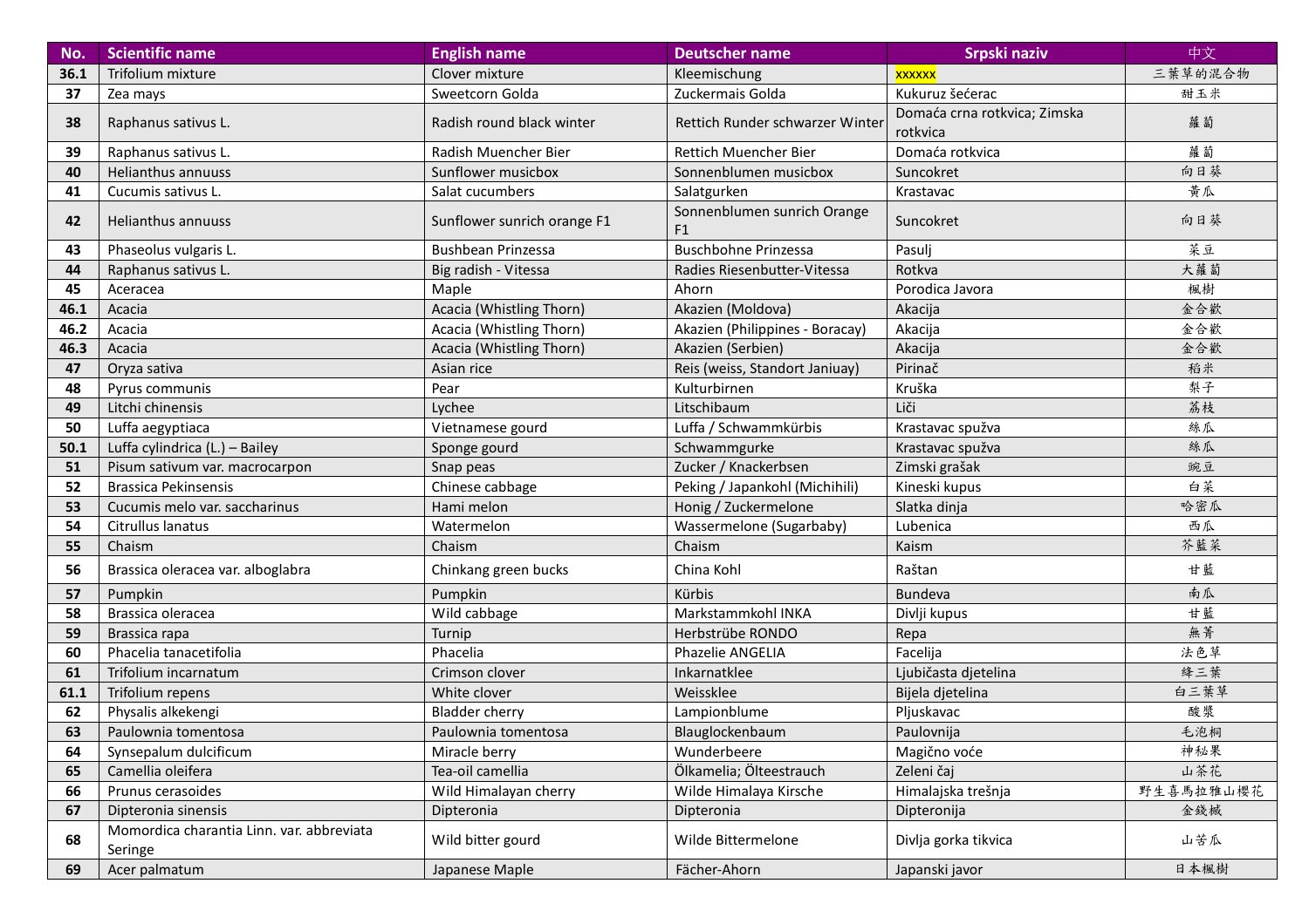| No. | Scientific name | English name | Deutscher name | Srpski naziv | 中文 |
|---|---|---|---|---|---|
| 36.1 | Trifolium mixture | Clover mixture | Kleemischung | xxxxxx | 三葉草的混合物 |
| 37 | Zea mays | Sweetcorn Golda | Zuckermais Golda | Kukuruz šećerac | 甜玉米 |
| 38 | Raphanus sativus L. | Radish round black winter | Rettich Runder schwarzer Winter | Domaća crna rotkvica; Zimska rotkvica | 蘿蔔 |
| 39 | Raphanus sativus L. | Radish Muencher Bier | Rettich Muencher Bier | Domaća rotkvica | 蘿蔔 |
| 40 | Helianthus annuuss | Sunflower musicbox | Sonnenblumen musicbox | Suncokret | 向日葵 |
| 41 | Cucumis sativus L. | Salat cucumbers | Salatgurken | Krastavac | 黃瓜 |
| 42 | Helianthus annuuss | Sunflower sunrich orange F1 | Sonnenblumen sunrich Orange F1 | Suncokret | 向日葵 |
| 43 | Phaseolus vulgaris L. | Bushbean Prinzessa | Buschbohne Prinzessa | Pasulj | 菜豆 |
| 44 | Raphanus sativus L. | Big radish - Vitessa | Radies Riesenbutter-Vitessa | Rotkva | 大蘿蔔 |
| 45 | Aceracea | Maple | Ahorn | Porodica Javora | 楓樹 |
| 46.1 | Acacia | Acacia (Whistling Thorn) | Akazien (Moldova) | Akacija | 金合歡 |
| 46.2 | Acacia | Acacia (Whistling Thorn) | Akazien (Philippines - Boracay) | Akacija | 金合歡 |
| 46.3 | Acacia | Acacia (Whistling Thorn) | Akazien (Serbien) | Akacija | 金合歡 |
| 47 | Oryza sativa | Asian rice | Reis (weiss, Standort Janiuay) | Pirinač | 稻米 |
| 48 | Pyrus communis | Pear | Kulturbirnen | Kruška | 梨子 |
| 49 | Litchi chinensis | Lychee | Litschibaum | Liči | 荔枝 |
| 50 | Luffa aegyptiaca | Vietnamese gourd | Luffa / Schwammkürbis | Krastavac spužva | 絲瓜 |
| 50.1 | Luffa cylindrica (L.) – Bailey | Sponge gourd | Schwammgurke | Krastavac spužva | 絲瓜 |
| 51 | Pisum sativum var. macrocarpon | Snap peas | Zucker / Knackerbsen | Zimski grašak | 豌豆 |
| 52 | Brassica Pekinsensis | Chinese cabbage | Peking / Japankohl (Michihili) | Kineski kupus | 白菜 |
| 53 | Cucumis melo var. saccharinus | Hami melon | Honig / Zuckermelone | Slatka dinja | 哈密瓜 |
| 54 | Citrullus lanatus | Watermelon | Wassermelone (Sugarbaby) | Lubenica | 西瓜 |
| 55 | Chaism | Chaism | Chaism | Kaism | 芥藍菜 |
| 56 | Brassica oleracea var. alboglabra | Chinkang green bucks | China Kohl | Raštan | 甘藍 |
| 57 | Pumpkin | Pumpkin | Kürbis | Bundeva | 南瓜 |
| 58 | Brassica oleracea | Wild cabbage | Markstammkohl INKA | Divlji kupus | 甘藍 |
| 59 | Brassica rapa | Turnip | Herbstrübe RONDO | Repa | 蕪菁 |
| 60 | Phacelia tanacetifolia | Phacelia | Phazelie ANGELIA | Facelija | 法色草 |
| 61 | Trifolium incarnatum | Crimson clover | Inkarnatklee | Ljubičasta djetelina | 絳三葉 |
| 61.1 | Trifolium repens | White clover | Weissklee | Bijela djetelina | 白三葉草 |
| 62 | Physalis alkekengi | Bladder cherry | Lampionblume | Pljuskavac | 酸漿 |
| 63 | Paulownia tomentosa | Paulownia tomentosa | Blauglockenbaum | Paulovnija | 毛泡桐 |
| 64 | Synsepalum dulcificum | Miracle berry | Wunderbeere | Magično voće | 神秘果 |
| 65 | Camellia oleifera | Tea-oil camellia | Ölkamelia; Ölteestrauch | Zeleni čaj | 山茶花 |
| 66 | Prunus cerasoides | Wild Himalayan cherry | Wilde Himalaya Kirsche | Himalajska trešnja | 野生喜馬拉雅山櫻花 |
| 67 | Dipteronia sinensis | Dipteronia | Dipteronia | Dipteronija | 金錢槭 |
| 68 | Momordica charantia Linn. var. abbreviata Seringe | Wild bitter gourd | Wilde Bittermelone | Divlja gorka tikvica | 山苦瓜 |
| 69 | Acer palmatum | Japanese Maple | Fächer-Ahorn | Japanski javor | 日本楓樹 |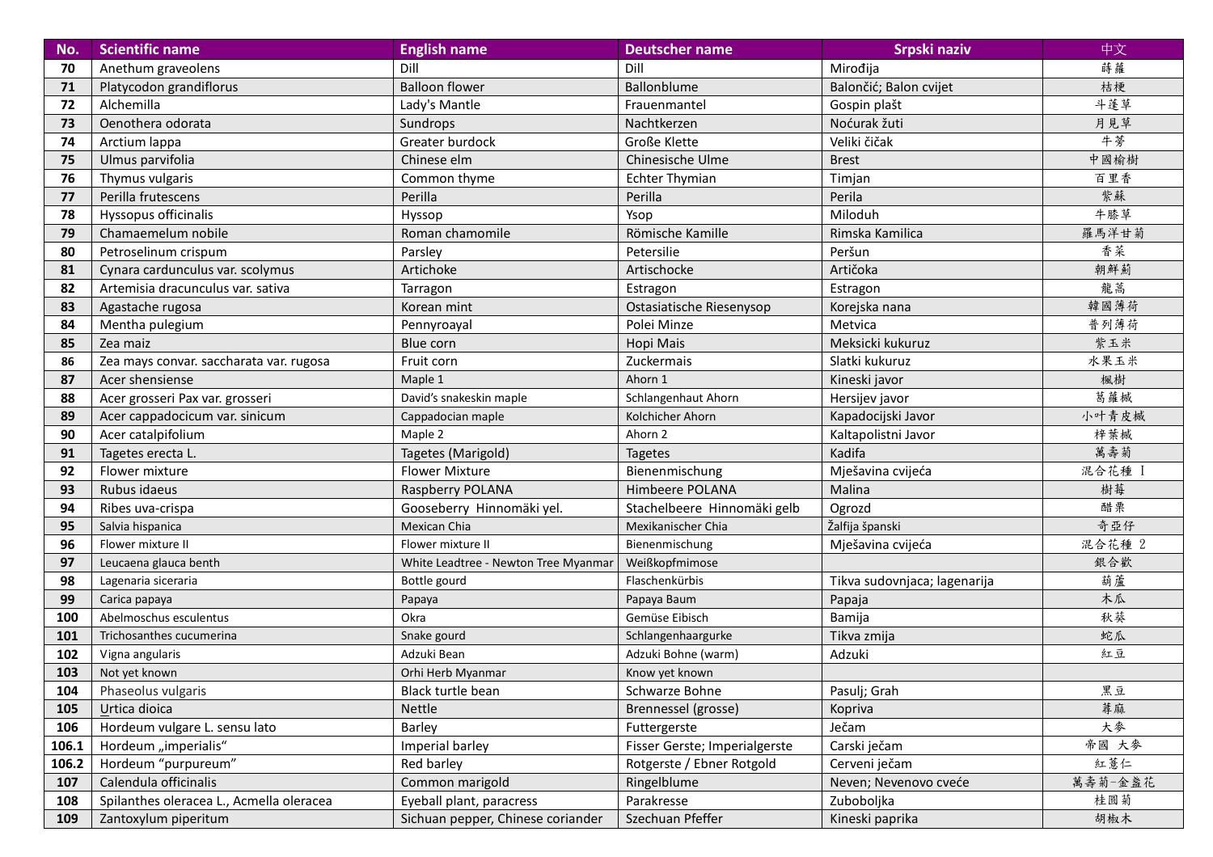| No. | Scientific name | English name | Deutscher name | Srpski naziv | 中文 |
|---|---|---|---|---|---|
| 70 | Anethum graveolens | Dill | Dill | Mirođija | 蒔蘿 |
| 71 | Platycodon grandiflorus | Balloon flower | Ballonblume | Balončić; Balon cvijet | 桔梗 |
| 72 | Alchemilla | Lady's Mantle | Frauenmantel | Gospin plašt | 斗蓬草 |
| 73 | Oenothera odorata | Sundrops | Nachtkerzen | Noćurak žuti | 月見草 |
| 74 | Arctium lappa | Greater burdock | Große Klette | Veliki čičak | 牛蒡 |
| 75 | Ulmus parvifolia | Chinese elm | Chinesische Ulme | Brest | 中國榆樹 |
| 76 | Thymus vulgaris | Common thyme | Echter Thymian | Timjan | 百里香 |
| 77 | Perilla frutescens | Perilla | Perilla | Perila | 紫蘇 |
| 78 | Hyssopus officinalis | Hyssop | Ysop | Miloduh | 牛膝草 |
| 79 | Chamaemelum nobile | Roman chamomile | Römische Kamille | Rimska Kamilica | 羅馬洋甘菊 |
| 80 | Petroselinum crispum | Parsley | Petersilie | Peršun | 香菜 |
| 81 | Cynara cardunculus var. scolymus | Artichoke | Artischocke | Artičoka | 朝鮮薊 |
| 82 | Artemisia dracunculus var. sativa | Tarragon | Estragon | Estragon | 龍蒿 |
| 83 | Agastache rugosa | Korean mint | Ostasiatische Riesenysop | Korejska nana | 韓國薄荷 |
| 84 | Mentha pulegium | Pennyroayal | Polei Minze | Metvica | 普列薄荷 |
| 85 | Zea maiz | Blue corn | Hopi Mais | Meksicki kukuruz | 紫玉米 |
| 86 | Zea mays convar. saccharata var. rugosa | Fruit corn | Zuckermais | Slatki kukuruz | 水果玉米 |
| 87 | Acer shensiense | Maple 1 | Ahorn 1 | Kineski javor | 楓樹 |
| 88 | Acer grosseri Pax var. grosseri | David's snakeskin maple | Schlangenhaut Ahorn | Hersijev javor | 葛蘿槭 |
| 89 | Acer cappadocicum var. sinicum | Cappadocian maple | Kolchicher Ahorn | Kapadocijski Javor | 小叶青皮槭 |
| 90 | Acer catalpifolium | Maple 2 | Ahorn 2 | Kaltapolistni Javor | 梓葉槭 |
| 91 | Tagetes erecta L. | Tagetes (Marigold) | Tagetes | Kadifa | 萬壽菊 |
| 92 | Flower mixture | Flower Mixture | Bienenmischung | Mješavina cvijeća | 混合花種 I |
| 93 | Rubus idaeus | Raspberry POLANA | Himbeere POLANA | Malina | 樹莓 |
| 94 | Ribes uva-crispa | Gooseberry Hinnomäki yel. | Stachelbeere Hinnomäki gelb | Ogrozd | 醋栗 |
| 95 | Salvia hispanica | Mexican Chia | Mexikanischer Chia | Žalfija španski | 奇亞仔 |
| 96 | Flower mixture II | Flower mixture II | Bienenmischung | Mješavina cvijeća | 混合花種 2 |
| 97 | Leucaena glauca benth | White Leadtree - Newton Tree Myanmar | Weißkopfmimose | | 銀合歡 |
| 98 | Lagenaria siceraria | Bottle gourd | Flaschenkürbis | Tikva sudovnjaca; lagenarija | 葫蘆 |
| 99 | Carica papaya | Papaya | Papaya Baum | Papaja | 木瓜 |
| 100 | Abelmoschus esculentus | Okra | Gemüse Eibisch | Bamija | 秋葵 |
| 101 | Trichosanthes cucumerina | Snake gourd | Schlangenhaargurke | Tikva zmija | 蛇瓜 |
| 102 | Vigna angularis | Adzuki Bean | Adzuki Bohne (warm) | Adzuki | 紅豆 |
| 103 | Not yet known | Orhi Herb Myanmar | Know yet known | | |
| 104 | Phaseolus vulgaris | Black turtle bean | Schwarze Bohne | Pasulj; Grah | 黑豆 |
| 105 | Urtica dioica | Nettle | Brennessel (grosse) | Kopriva | 蕁麻 |
| 106 | Hordeum vulgare L. sensu lato | Barley | Futtergerste | Ječam | 大麥 |
| 106.1 | Hordeum „imperialis“ | Imperial barley | Fisser Gerste; Imperialgerste | Carski ječam | 帝國 大麥 |
| 106.2 | Hordeum "purpureum" | Red barley | Rotgerste / Ebner Rotgold | Cerveni ječam | 紅薏仁 |
| 107 | Calendula officinalis | Common marigold | Ringelblume | Neven; Nevenovo cveće | 萬壽菊-金盞花 |
| 108 | Spilanthes oleracea L., Acmella oleracea | Eyeball plant, paracress | Parakresse | Zuboboljka | 桂圓菊 |
| 109 | Zantoxylum piperitum | Sichuan pepper, Chinese coriander | Szechuan Pfeffer | Kineski paprika | 胡椒木 |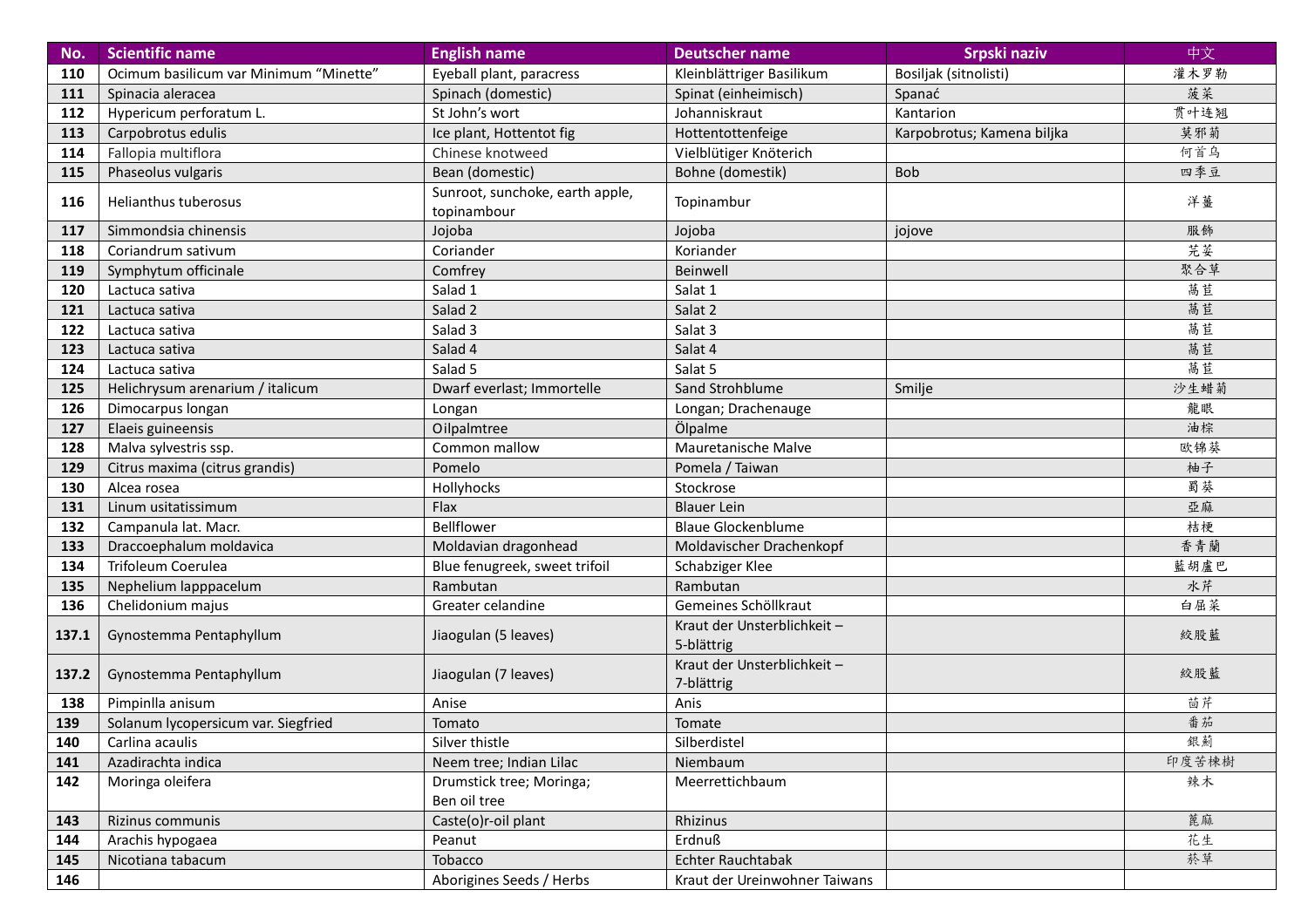| No. | Scientific name | English name | Deutscher name | Srpski naziv | 中文 |
|---|---|---|---|---|---|
| 110 | Ocimum basilicum var Minimum “Minette” | Eyeball plant, paracress | Kleinblättriger Basilikum | Bosiljak (sitnolisti) | 灌木罗勒 |
| 111 | Spinacia aleracea | Spinach (domestic) | Spinat (einheimisch) | Spanać | 菠菜 |
| 112 | Hypericum perforatum L. | St John’s wort | Johanniskraut | Kantarion | 贯叶连翘 |
| 113 | Carpobrotus edulis | Ice plant, Hottentot fig | Hottentottenfeige | Karpobrotus; Kamena biljka | 莫邪菊 |
| 114 | Fallopia multiflora | Chinese knotweed | Vielblütiger Knöterich | | 何首乌 |
| 115 | Phaseolus vulgaris | Bean (domestic) | Bohne (domestik) | Bob | 四季豆 |
| 116 | Helianthus tuberosus | Sunroot, sunchoke, earth apple, topinambour | Topinambur | | 洋薑 |
| 117 | Simmondsia chinensis | Jojoba | Jojoba | jojove | 服飾 |
| 118 | Coriandrum sativum | Coriander | Koriander | | 芫荽 |
| 119 | Symphytum officinale | Comfrey | Beinwell | | 聚合草 |
| 120 | Lactuca sativa | Salad 1 | Salat 1 | | 萵苣 |
| 121 | Lactuca sativa | Salad 2 | Salat 2 | | 萵苣 |
| 122 | Lactuca sativa | Salad 3 | Salat 3 | | 萵苣 |
| 123 | Lactuca sativa | Salad 4 | Salat 4 | | 萵苣 |
| 124 | Lactuca sativa | Salad 5 | Salat 5 | | 萵苣 |
| 125 | Helichrysum arenarium / italicum | Dwarf everlast; Immortelle | Sand Strohblume | Smilje | 沙生蜡菊 |
| 126 | Dimocarpus longan | Longan | Longan; Drachenauge | | 龍眼 |
| 127 | Elaeis guineensis | Oilpalmtree | Ölpalme | | 油棕 |
| 128 | Malva sylvestris ssp. | Common mallow | Mauretanische Malve | | 欧锦葵 |
| 129 | Citrus maxima (citrus grandis) | Pomelo | Pomela / Taiwan | | 柚子 |
| 130 | Alcea rosea | Hollyhocks | Stockrose | | 蜀葵 |
| 131 | Linum usitatissimum | Flax | Blauer Lein | | 亞麻 |
| 132 | Campanula lat. Macr. | Bellflower | Blaue Glockenblume | | 桔梗 |
| 133 | Draccoephalum moldavica | Moldavian dragonhead | Moldavischer Drachenkopf | | 香青蘭 |
| 134 | Trifoleum Coerulea | Blue fenugreek, sweet trifoil | Schabziger Klee | | 藍胡盧巴 |
| 135 | Nephelium lapppacelum | Rambutan | Rambutan | | 水芹 |
| 136 | Chelidonium majus | Greater celandine | Gemeines Schöllkraut | | 白屈菜 |
| 137.1 | Gynostemma Pentaphyllum | Jiaogulan (5 leaves) | Kraut der Unsterblichkeit – 5-blättrig | | 絞股藍 |
| 137.2 | Gynostemma Pentaphyllum | Jiaogulan (7 leaves) | Kraut der Unsterblichkeit – 7-blättrig | | 絞股藍 |
| 138 | Pimpinlla anisum | Anise | Anis | | 茴芹 |
| 139 | Solanum lycopersicum var. Siegfried | Tomato | Tomate | | 番茄 |
| 140 | Carlina acaulis | Silver thistle | Silberdistel | | 銀薊 |
| 141 | Azadirachta indica | Neem tree; Indian Lilac | Niembaum | | 印度苦楝樹 |
| 142 | Moringa oleifera | Drumstick tree; Moringa; Ben oil tree | Meerrettichbaum | | 辣木 |
| 143 | Rizinus communis | Caste(o)r-oil plant | Rhizinus | | 蓖麻 |
| 144 | Arachis hypogaea | Peanut | Erdnuß | | 花生 |
| 145 | Nicotiana tabacum | Tobacco | Echter Rauchtabak | | 菸草 |
| 146 | | Aborigines Seeds / Herbs | Kraut der Ureinwohner Taiwans | | |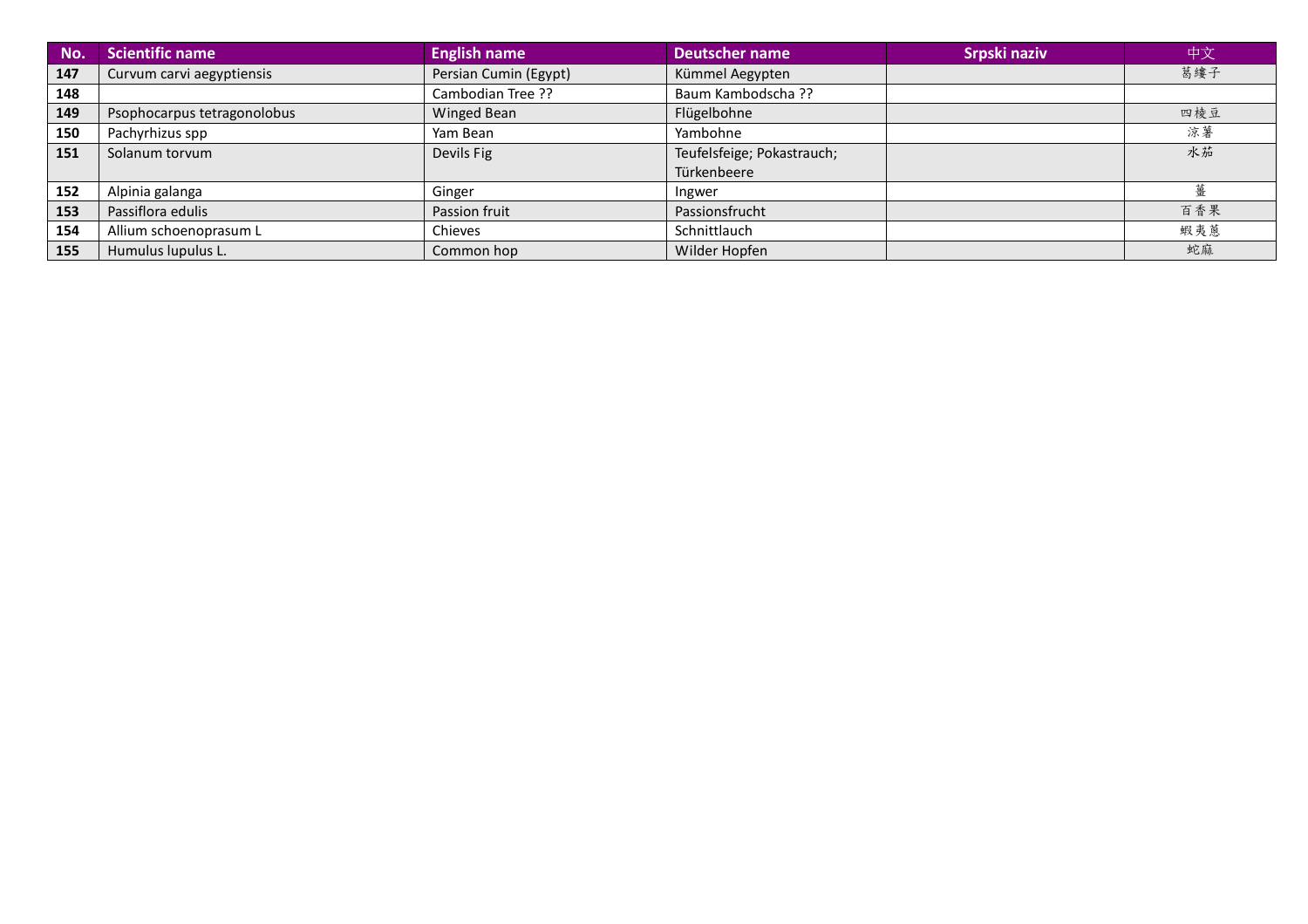| No. | Scientific name | English name | Deutscher name | Srpski naziv | 中文 |
|---|---|---|---|---|---|
| **147** | Curvum carvi aegyptiensis | Persian Cumin (Egypt) | Kümmel Aegypten | | 葛缕子 |
| **148** | | Cambodian Tree ?? | Baum Kambodscha ?? | | |
| **149** | Psophocarpus tetragonolobus | Winged Bean | Flügelbohne | | 四棱豆 |
| **150** | Pachyrhizus spp | Yam Bean | Yambohne | | 凉薯 |
| **151** | Solanum torvum | Devils Fig | Teufelsfeige; Pokastrauch; Türkenbeere | | 水茄 |
| **152** | Alpinia galanga | Ginger | Ingwer | | 薑 |
| **153** | Passiflora edulis | Passion fruit | Passionsfrucht | | 百香果 |
| **154** | Allium schoenoprasum L | Chieves | Schnittlauch | | 蝦夷葱 |
| **155** | Humulus lupulus L. | Common hop | Wilder Hopfen | | 蛇麻 |